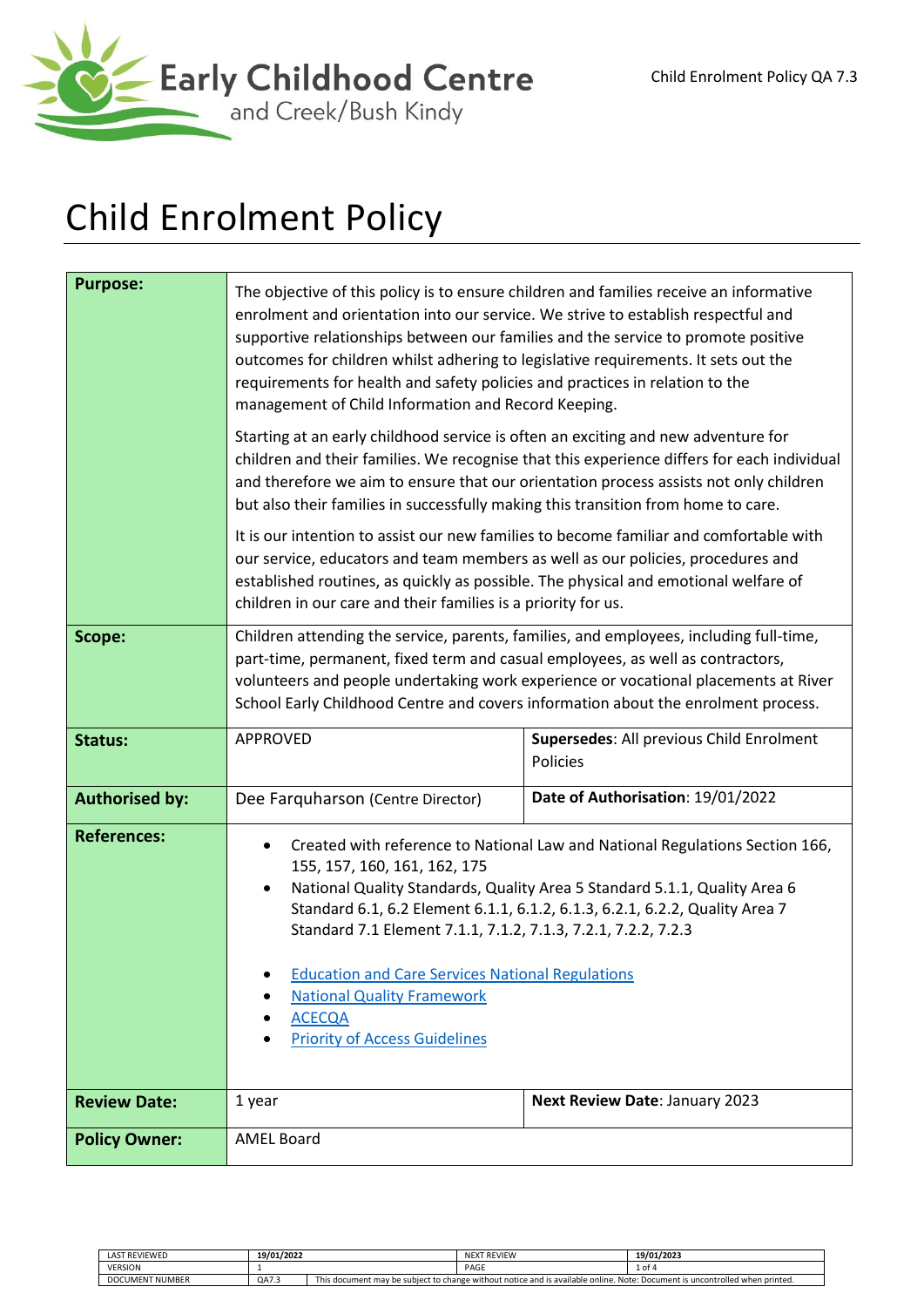Early Childhood Centre and Creek/Bush Kindy

# Child Enrolment Policy

| **Purpose:** | The objective of this policy is to ensure children and families receive an informative enrolment and orientation into our service. We strive to establish respectful and supportive relationships between our families and the service to promote positive outcomes for children whilst adhering to legislative requirements. It sets out the requirements for health and safety policies and practices in relation to the management of Child Information and Record Keeping.<br><br>Starting at an early childhood service is often an exciting and new adventure for children and their families. We recognise that this experience differs for each individual and therefore we aim to ensure that our orientation process assists not only children but also their families in successfully making this transition from home to care.<br><br>It is our intention to assist our new families to become familiar and comfortable with our service, educators and team members as well as our policies, procedures and established routines, as quickly as possible. The physical and emotional welfare of children in our care and their families is a priority for us. | |
|---|---|---|
| **Scope:** | Children attending the service, parents, families, and employees, including full-time, part-time, permanent, fixed term and casual employees, as well as contractors, volunteers and people undertaking work experience or vocational placements at River School Early Childhood Centre and covers information about the enrolment process. | |
| **Status:** | APPROVED | **Supersedes**: All previous Child Enrolment Policies |
| **Authorised by:** | Dee Farquharson (Centre Director) | **Date of Authorisation**: 19/01/2022 |
| **References:** | • Created with reference to National Law and National Regulations Section 166, 155, 157, 160, 161, 162, 175<br>• National Quality Standards, Quality Area 5 Standard 5.1.1, Quality Area 6 Standard 6.1, 6.2 Element 6.1.1, 6.1.2, 6.1.3, 6.2.1, 6.2.2, Quality Area 7 Standard 7.1 Element 7.1.1, 7.1.2, 7.1.3, 7.2.1, 7.2.2, 7.2.3<br><br>• Education and Care Services National Regulations<br>• National Quality Framework<br>• ACECQA<br>• Priority of Access Guidelines | |
| **Review Date:** | 1 year | **Next Review Date**: January 2023 |
| **Policy Owner:** | AMEL Board | |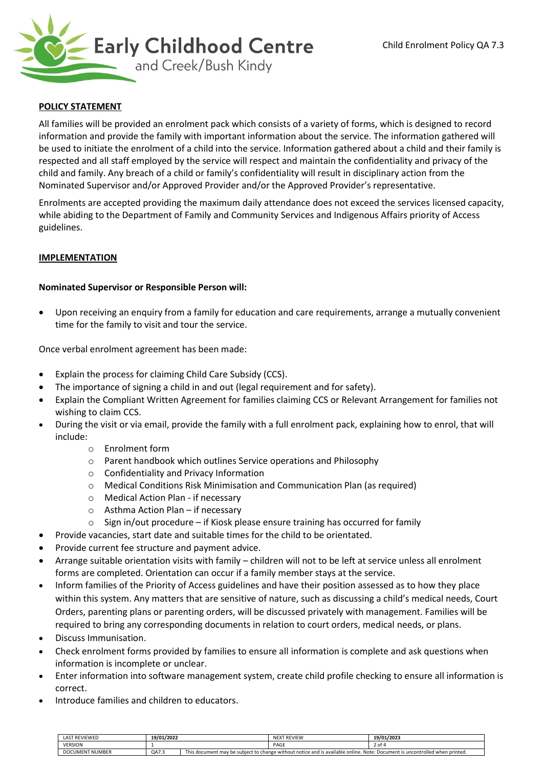**POLICY STATEMENT**

All families will be provided an enrolment pack which consists of a variety of forms, which is designed to record information and provide the family with important information about the service. The information gathered will be used to initiate the enrolment of a child into the service. Information gathered about a child and their family is respected and all staff employed by the service will respect and maintain the confidentiality and privacy of the child and family. Any breach of a child or family's confidentiality will result in disciplinary action from the Nominated Supervisor and/or Approved Provider and/or the Approved Provider's representative.

Enrolments are accepted providing the maximum daily attendance does not exceed the services licensed capacity, while abiding to the Department of Family and Community Services and Indigenous Affairs priority of Access guidelines.

**IMPLEMENTATION**

**Nominated Supervisor or Responsible Person will:**

- Upon receiving an enquiry from a family for education and care requirements, arrange a mutually convenient time for the family to visit and tour the service.

Once verbal enrolment agreement has been made:

- Explain the process for claiming Child Care Subsidy (CCS).
- The importance of signing a child in and out (legal requirement and for safety).
- Explain the Compliant Written Agreement for families claiming CCS or Relevant Arrangement for families not wishing to claim CCS.
- During the visit or via email, provide the family with a full enrolment pack, explaining how to enrol, that will include:
  - Enrolment form
  - Parent handbook which outlines Service operations and Philosophy
  - Confidentiality and Privacy Information
  - Medical Conditions Risk Minimisation and Communication Plan (as required)
  - Medical Action Plan - if necessary
  - Asthma Action Plan – if necessary
  - Sign in/out procedure – if Kiosk please ensure training has occurred for family
- Provide vacancies, start date and suitable times for the child to be orientated.
- Provide current fee structure and payment advice.
- Arrange suitable orientation visits with family – children will not to be left at service unless all enrolment forms are completed. Orientation can occur if a family member stays at the service.
- Inform families of the Priority of Access guidelines and have their position assessed as to how they place within this system. Any matters that are sensitive of nature, such as discussing a child's medical needs, Court Orders, parenting plans or parenting orders, will be discussed privately with management. Families will be required to bring any corresponding documents in relation to court orders, medical needs, or plans.
- Discuss Immunisation.
- Check enrolment forms provided by families to ensure all information is complete and ask questions when information is incomplete or unclear.
- Enter information into software management system, create child profile checking to ensure all information is correct.
- Introduce families and children to educators.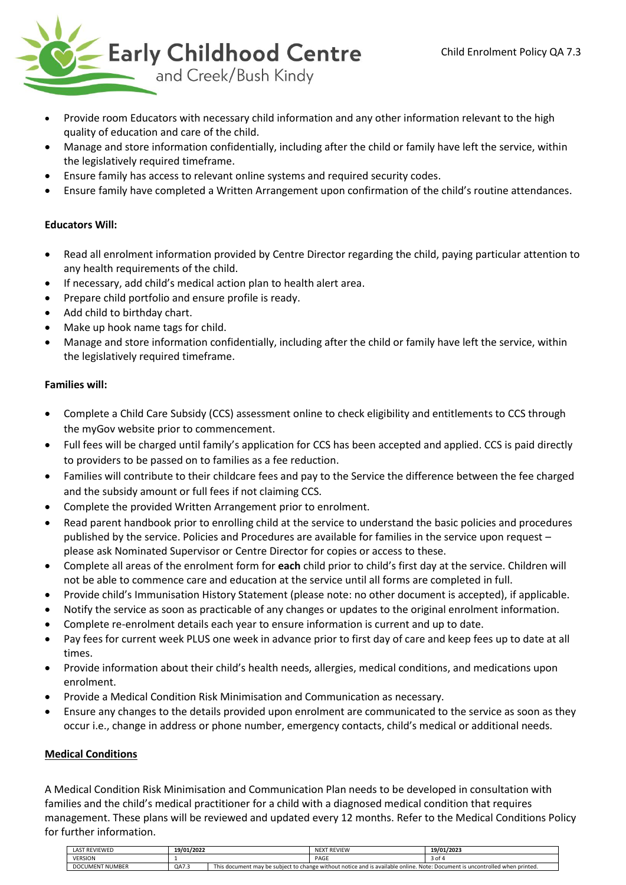- Provide room Educators with necessary child information and any other information relevant to the high quality of education and care of the child.
- Manage and store information confidentially, including after the child or family have left the service, within the legislatively required timeframe.
- Ensure family has access to relevant online systems and required security codes.
- Ensure family have completed a Written Arrangement upon confirmation of the child's routine attendances.

**Educators Will:**

- Read all enrolment information provided by Centre Director regarding the child, paying particular attention to any health requirements of the child.
- If necessary, add child's medical action plan to health alert area.
- Prepare child portfolio and ensure profile is ready.
- Add child to birthday chart.
- Make up hook name tags for child.
- Manage and store information confidentially, including after the child or family have left the service, within the legislatively required timeframe.

**Families will:**

- Complete a Child Care Subsidy (CCS) assessment online to check eligibility and entitlements to CCS through the myGov website prior to commencement.
- Full fees will be charged until family's application for CCS has been accepted and applied. CCS is paid directly to providers to be passed on to families as a fee reduction.
- Families will contribute to their childcare fees and pay to the Service the difference between the fee charged and the subsidy amount or full fees if not claiming CCS.
- Complete the provided Written Arrangement prior to enrolment.
- Read parent handbook prior to enrolling child at the service to understand the basic policies and procedures published by the service. Policies and Procedures are available for families in the service upon request – please ask Nominated Supervisor or Centre Director for copies or access to these.
- Complete all areas of the enrolment form for **each** child prior to child's first day at the service. Children will not be able to commence care and education at the service until all forms are completed in full.
- Provide child's Immunisation History Statement (please note: no other document is accepted), if applicable.
- Notify the service as soon as practicable of any changes or updates to the original enrolment information.
- Complete re-enrolment details each year to ensure information is current and up to date.
- Pay fees for current week PLUS one week in advance prior to first day of care and keep fees up to date at all times.
- Provide information about their child's health needs, allergies, medical conditions, and medications upon enrolment.
- Provide a Medical Condition Risk Minimisation and Communication as necessary.
- Ensure any changes to the details provided upon enrolment are communicated to the service as soon as they occur i.e., change in address or phone number, emergency contacts, child's medical or additional needs.

## Medical Conditions

A Medical Condition Risk Minimisation and Communication Plan needs to be developed in consultation with families and the child's medical practitioner for a child with a diagnosed medical condition that requires management. These plans will be reviewed and updated every 12 months. Refer to the Medical Conditions Policy for further information.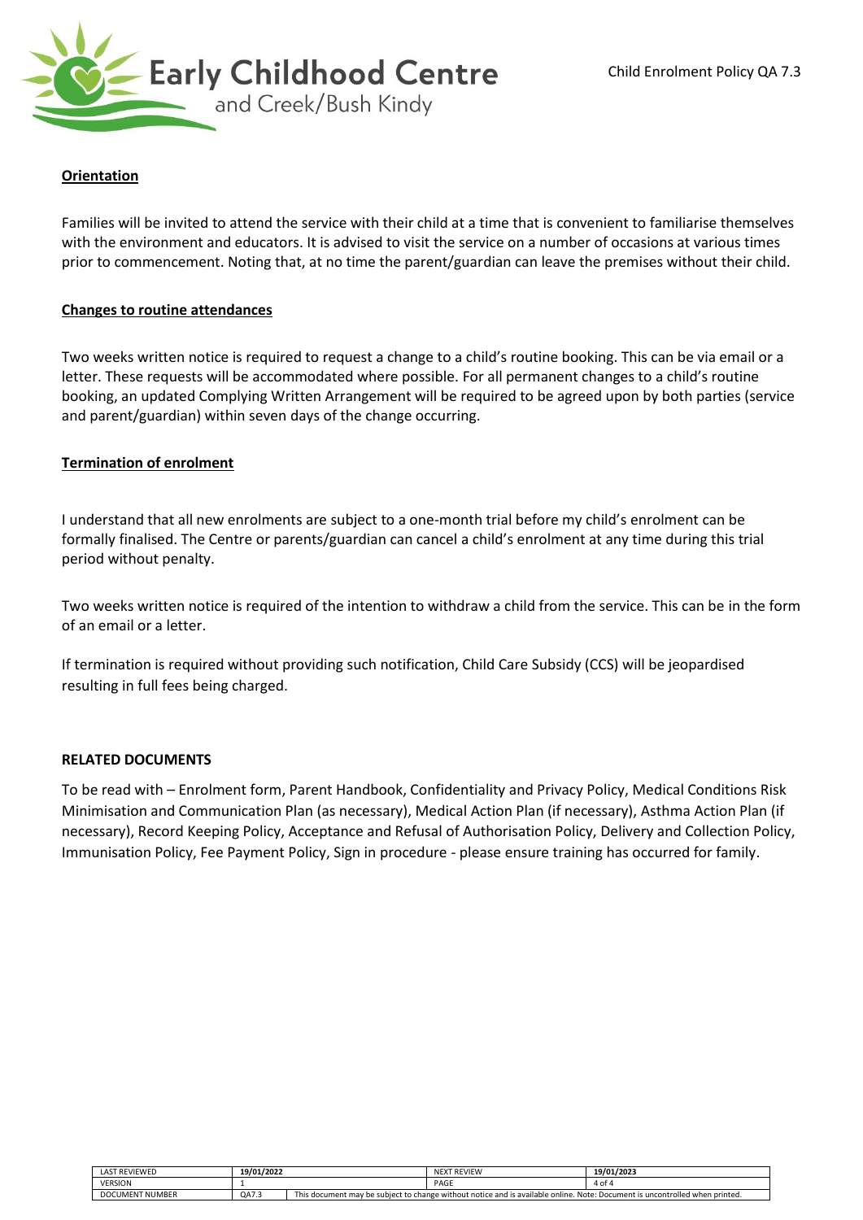**Orientation**

Families will be invited to attend the service with their child at a time that is convenient to familiarise themselves with the environment and educators. It is advised to visit the service on a number of occasions at various times prior to commencement. Noting that, at no time the parent/guardian can leave the premises without their child.

**Changes to routine attendances**

Two weeks written notice is required to request a change to a child's routine booking. This can be via email or a letter. These requests will be accommodated where possible. For all permanent changes to a child's routine booking, an updated Complying Written Arrangement will be required to be agreed upon by both parties (service and parent/guardian) within seven days of the change occurring.

**Termination of enrolment**

I understand that all new enrolments are subject to a one-month trial before my child's enrolment can be formally finalised. The Centre or parents/guardian can cancel a child's enrolment at any time during this trial period without penalty.

Two weeks written notice is required of the intention to withdraw a child from the service. This can be in the form of an email or a letter.

If termination is required without providing such notification, Child Care Subsidy (CCS) will be jeopardised resulting in full fees being charged.

**RELATED DOCUMENTS**

To be read with – Enrolment form, Parent Handbook, Confidentiality and Privacy Policy, Medical Conditions Risk Minimisation and Communication Plan (as necessary), Medical Action Plan (if necessary), Asthma Action Plan (if necessary), Record Keeping Policy, Acceptance and Refusal of Authorisation Policy, Delivery and Collection Policy, Immunisation Policy, Fee Payment Policy, Sign in procedure - please ensure training has occurred for family.

| | | | |
|---|---|---|---|
| LAST REVIEWED | 19/01/2022 | NEXT REVIEW | 19/01/2023 |
| VERSION | 1 | PAGE | 4 of 4 |
| DOCUMENT NUMBER | QA7.3 | This document may be subject to change without notice and is available online. Note: Document is uncontrolled when printed. | |